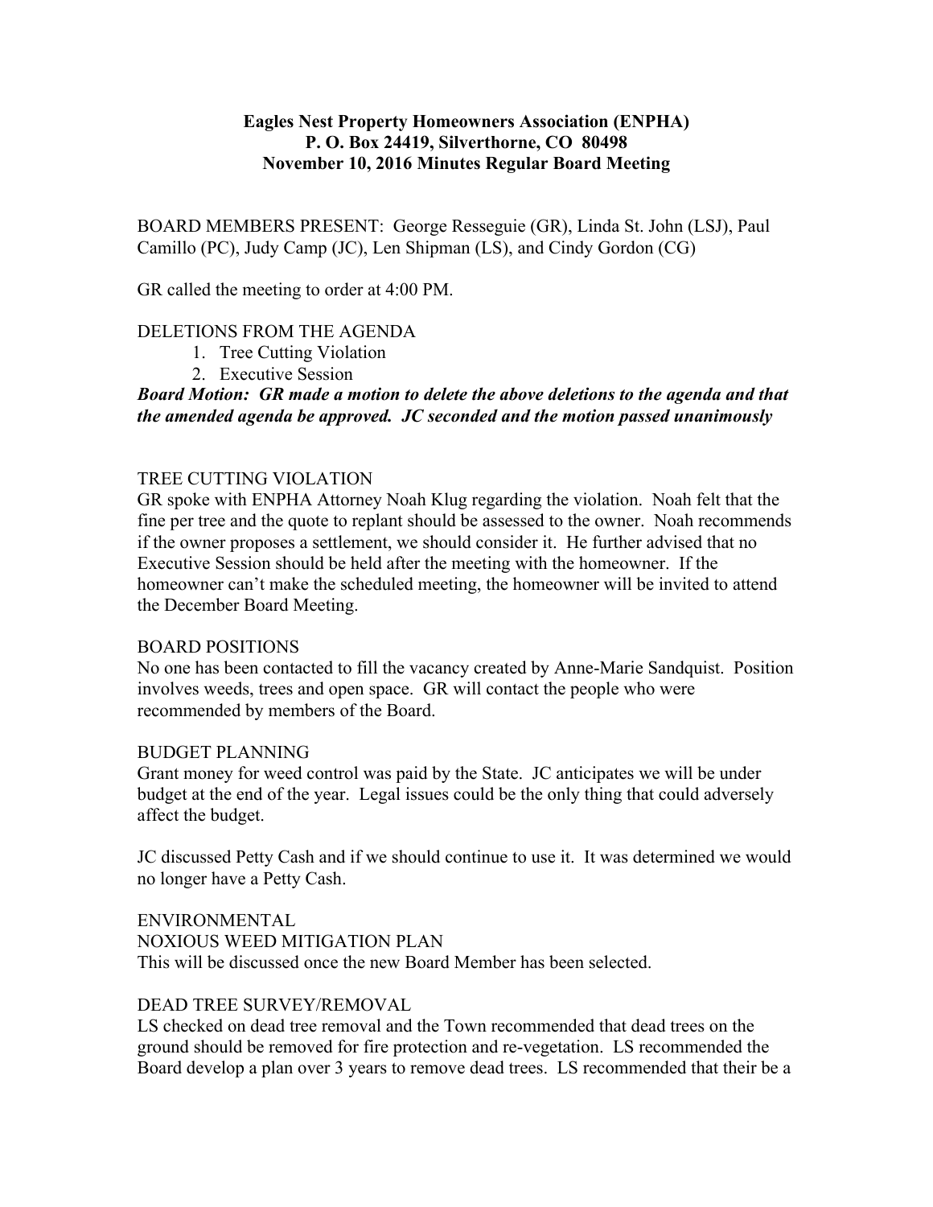**Eagles Nest Property Homeowners Association (ENPHA)**
**P. O. Box 24419, Silverthorne, CO 80498**
**November 10, 2016 Minutes Regular Board Meeting**

BOARD MEMBERS PRESENT: George Resseguie (GR), Linda St. John (LSJ), Paul Camillo (PC), Judy Camp (JC), Len Shipman (LS), and Cindy Gordon (CG)

GR called the meeting to order at 4:00 PM.

DELETIONS FROM THE AGENDA

1. Tree Cutting Violation
2. Executive Session

***Board Motion: GR made a motion to delete the above deletions to the agenda and that the amended agenda be approved. JC seconded and the motion passed unanimously***

TREE CUTTING VIOLATION

GR spoke with ENPHA Attorney Noah Klug regarding the violation. Noah felt that the fine per tree and the quote to replant should be assessed to the owner. Noah recommends if the owner proposes a settlement, we should consider it. He further advised that no Executive Session should be held after the meeting with the homeowner. If the homeowner can't make the scheduled meeting, the homeowner will be invited to attend the December Board Meeting.

BOARD POSITIONS

No one has been contacted to fill the vacancy created by Anne-Marie Sandquist. Position involves weeds, trees and open space. GR will contact the people who were recommended by members of the Board.

BUDGET PLANNING

Grant money for weed control was paid by the State. JC anticipates we will be under budget at the end of the year. Legal issues could be the only thing that could adversely affect the budget.

JC discussed Petty Cash and if we should continue to use it. It was determined we would no longer have a Petty Cash.

ENVIRONMENTAL

NOXIOUS WEED MITIGATION PLAN

This will be discussed once the new Board Member has been selected.

DEAD TREE SURVEY/REMOVAL

LS checked on dead tree removal and the Town recommended that dead trees on the ground should be removed for fire protection and re-vegetation. LS recommended the Board develop a plan over 3 years to remove dead trees. LS recommended that their be a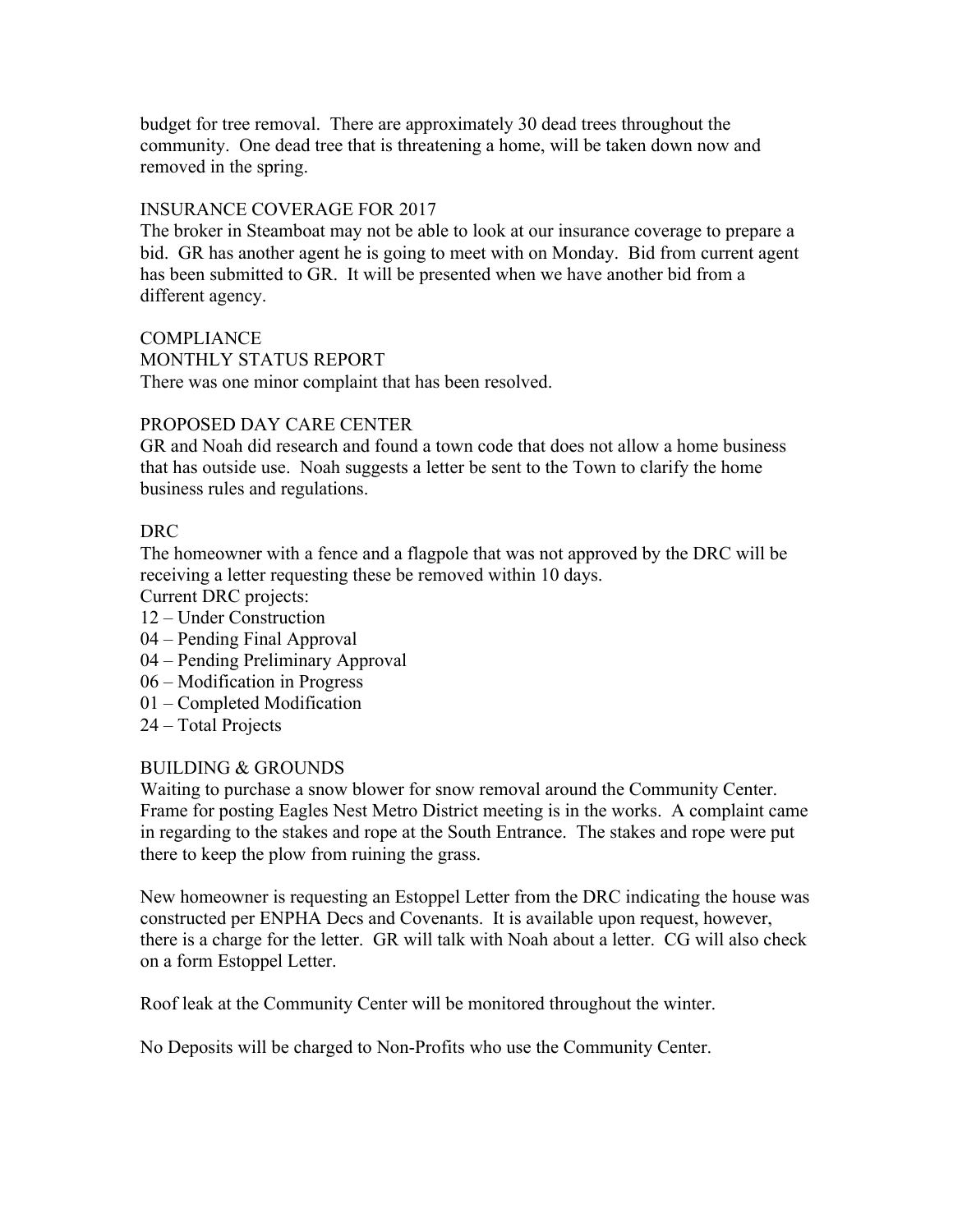budget for tree removal. There are approximately 30 dead trees throughout the community. One dead tree that is threatening a home, will be taken down now and removed in the spring.

## INSURANCE COVERAGE FOR 2017

The broker in Steamboat may not be able to look at our insurance coverage to prepare a bid. GR has another agent he is going to meet with on Monday. Bid from current agent has been submitted to GR. It will be presented when we have another bid from a different agency.

## COMPLIANCE

### MONTHLY STATUS REPORT

There was one minor complaint that has been resolved.

### PROPOSED DAY CARE CENTER

GR and Noah did research and found a town code that does not allow a home business that has outside use. Noah suggests a letter be sent to the Town to clarify the home business rules and regulations.

## DRC

The homeowner with a fence and a flagpole that was not approved by the DRC will be receiving a letter requesting these be removed within 10 days.

Current DRC projects:

12 – Under Construction
04 – Pending Final Approval
04 – Pending Preliminary Approval
06 – Modification in Progress
01 – Completed Modification
24 – Total Projects

## BUILDING & GROUNDS

Waiting to purchase a snow blower for snow removal around the Community Center. Frame for posting Eagles Nest Metro District meeting is in the works. A complaint came in regarding to the stakes and rope at the South Entrance. The stakes and rope were put there to keep the plow from ruining the grass.

New homeowner is requesting an Estoppel Letter from the DRC indicating the house was constructed per ENPHA Decs and Covenants. It is available upon request, however, there is a charge for the letter. GR will talk with Noah about a letter. CG will also check on a form Estoppel Letter.

Roof leak at the Community Center will be monitored throughout the winter.

No Deposits will be charged to Non-Profits who use the Community Center.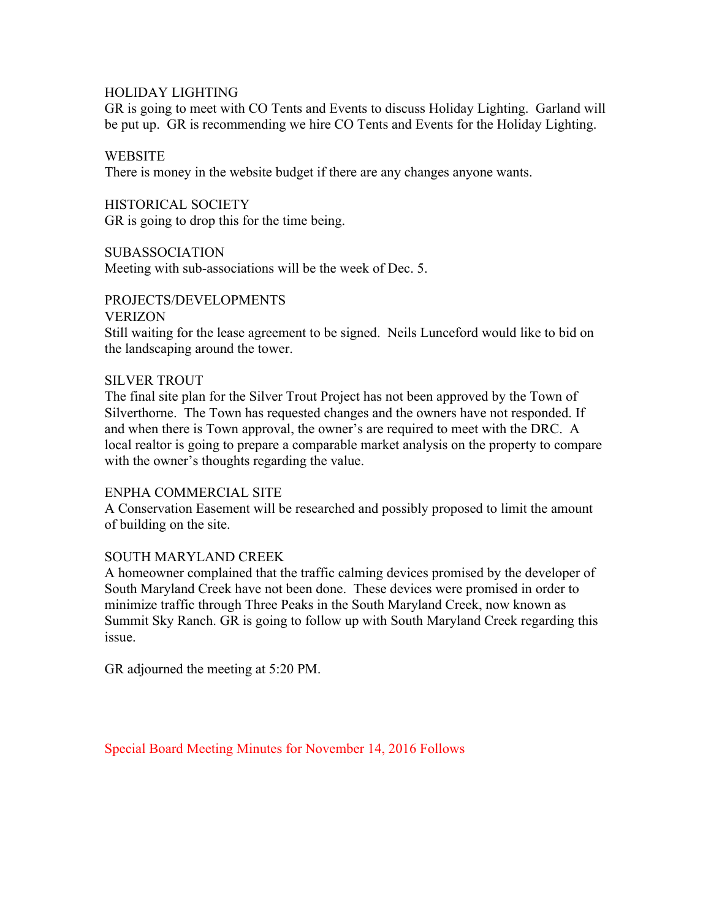HOLIDAY LIGHTING

GR is going to meet with CO Tents and Events to discuss Holiday Lighting. Garland will be put up. GR is recommending we hire CO Tents and Events for the Holiday Lighting.

WEBSITE

There is money in the website budget if there are any changes anyone wants.

HISTORICAL SOCIETY

GR is going to drop this for the time being.

SUBASSOCIATION

Meeting with sub-associations will be the week of Dec. 5.

PROJECTS/DEVELOPMENTS

VERIZON

Still waiting for the lease agreement to be signed. Neils Lunceford would like to bid on the landscaping around the tower.

SILVER TROUT

The final site plan for the Silver Trout Project has not been approved by the Town of Silverthorne. The Town has requested changes and the owners have not responded. If and when there is Town approval, the owner's are required to meet with the DRC. A local realtor is going to prepare a comparable market analysis on the property to compare with the owner's thoughts regarding the value.

ENPHA COMMERCIAL SITE

A Conservation Easement will be researched and possibly proposed to limit the amount of building on the site.

SOUTH MARYLAND CREEK

A homeowner complained that the traffic calming devices promised by the developer of South Maryland Creek have not been done. These devices were promised in order to minimize traffic through Three Peaks in the South Maryland Creek, now known as Summit Sky Ranch. GR is going to follow up with South Maryland Creek regarding this issue.

GR adjourned the meeting at 5:20 PM.

Special Board Meeting Minutes for November 14, 2016 Follows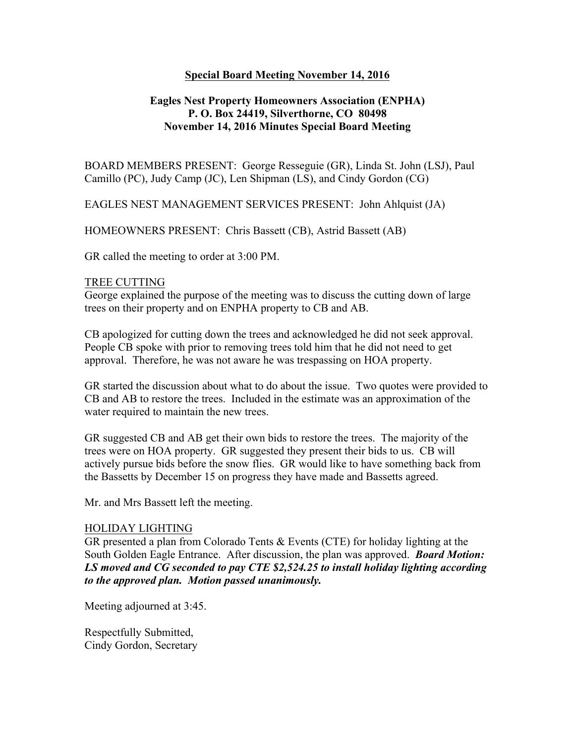# Special Board Meeting November 14, 2016

**Eagles Nest Property Homeowners Association (ENPHA)**
**P. O. Box 24419, Silverthorne, CO 80498**
**November 14, 2016 Minutes Special Board Meeting**

BOARD MEMBERS PRESENT: George Resseguie (GR), Linda St. John (LSJ), Paul Camillo (PC), Judy Camp (JC), Len Shipman (LS), and Cindy Gordon (CG)

EAGLES NEST MANAGEMENT SERVICES PRESENT: John Ahlquist (JA)

HOMEOWNERS PRESENT: Chris Bassett (CB), Astrid Bassett (AB)

GR called the meeting to order at 3:00 PM.

## TREE CUTTING

George explained the purpose of the meeting was to discuss the cutting down of large trees on their property and on ENPHA property to CB and AB.

CB apologized for cutting down the trees and acknowledged he did not seek approval. People CB spoke with prior to removing trees told him that he did not need to get approval. Therefore, he was not aware he was trespassing on HOA property.

GR started the discussion about what to do about the issue. Two quotes were provided to CB and AB to restore the trees. Included in the estimate was an approximation of the water required to maintain the new trees.

GR suggested CB and AB get their own bids to restore the trees. The majority of the trees were on HOA property. GR suggested they present their bids to us. CB will actively pursue bids before the snow flies. GR would like to have something back from the Bassetts by December 15 on progress they have made and Bassetts agreed.

Mr. and Mrs Bassett left the meeting.

## HOLIDAY LIGHTING

GR presented a plan from Colorado Tents & Events (CTE) for holiday lighting at the South Golden Eagle Entrance. After discussion, the plan was approved. ***Board Motion: LS moved and CG seconded to pay CTE $2,524.25 to install holiday lighting according to the approved plan. Motion passed unanimously.***

Meeting adjourned at 3:45.

Respectfully Submitted,
Cindy Gordon, Secretary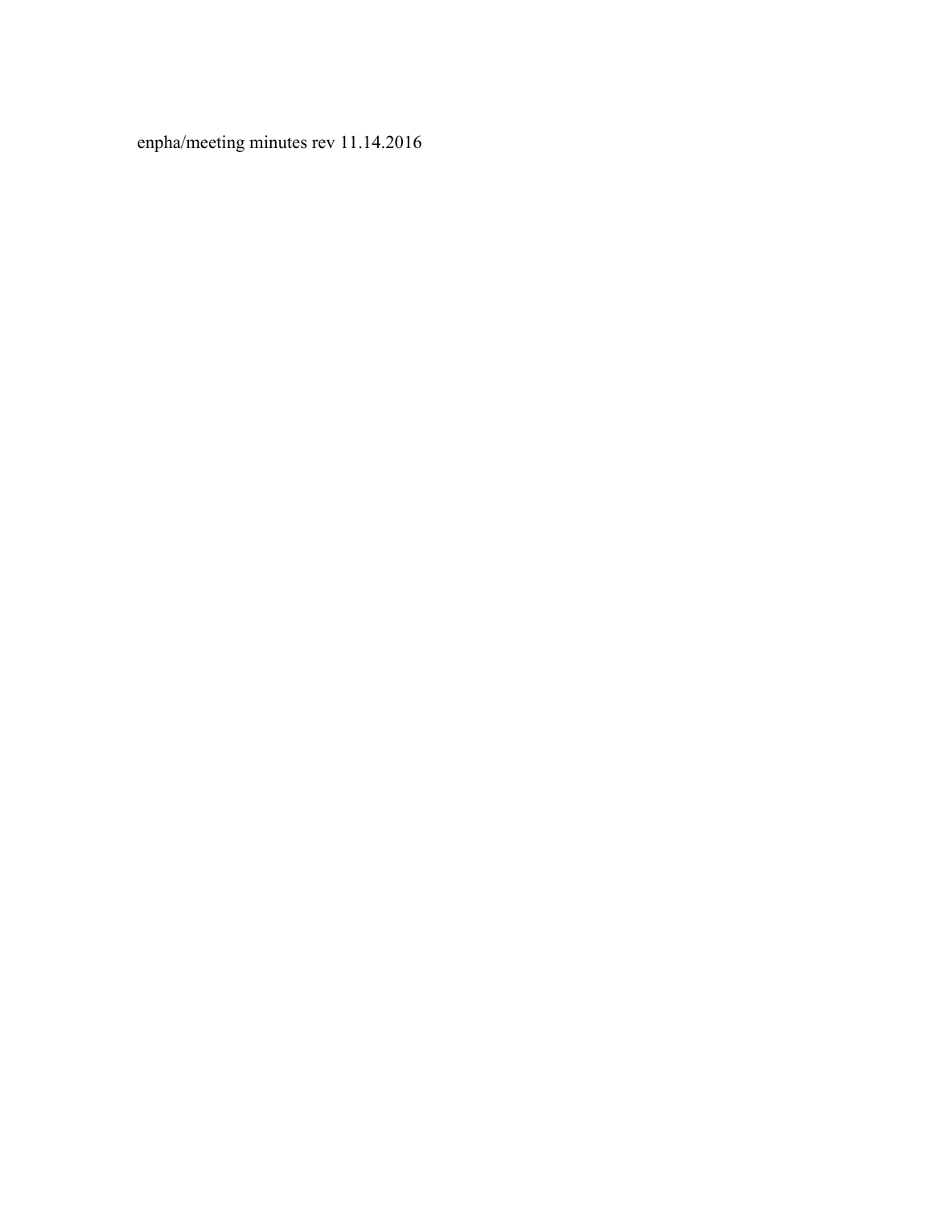enpha/meeting minutes rev 11.14.2016